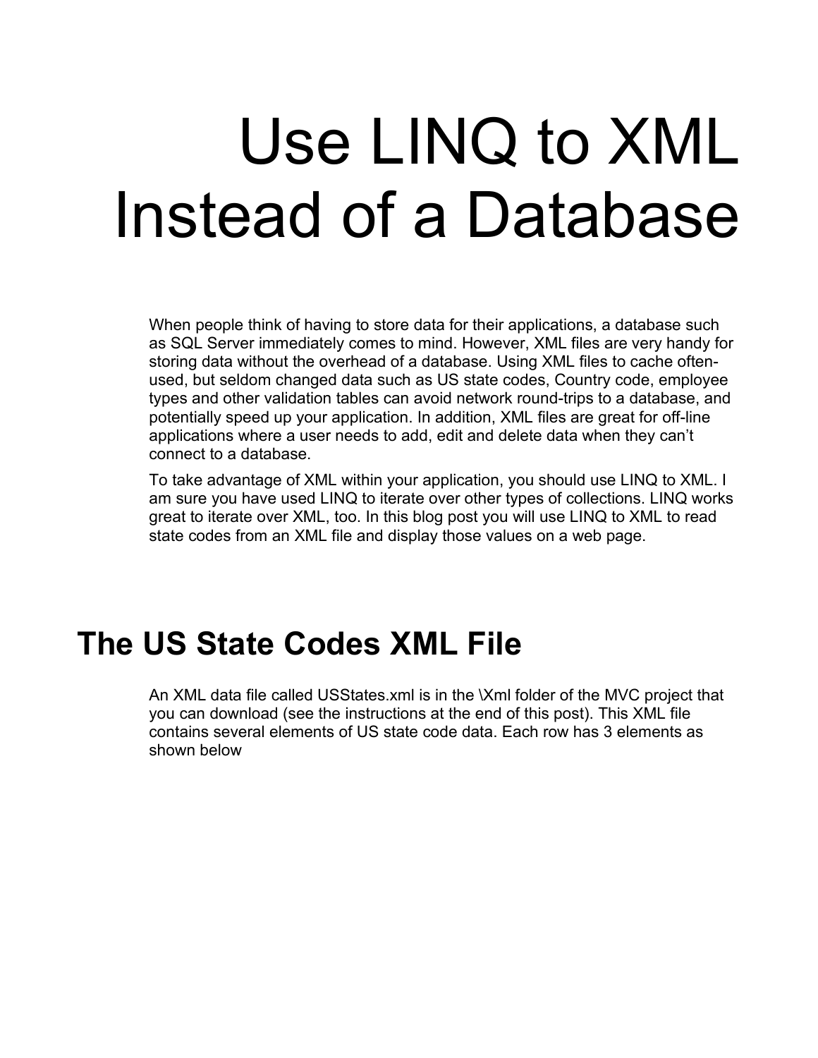# Use LINQ to XML Instead of a Database

When people think of having to store data for their applications, a database such as SQL Server immediately comes to mind. However, XML files are very handy for storing data without the overhead of a database. Using XML files to cache often-used, but seldom changed data such as US state codes, Country code, employee types and other validation tables can avoid network round-trips to a database, and potentially speed up your application. In addition, XML files are great for off-line applications where a user needs to add, edit and delete data when they can't connect to a database.

To take advantage of XML within your application, you should use LINQ to XML. I am sure you have used LINQ to iterate over other types of collections. LINQ works great to iterate over XML, too. In this blog post you will use LINQ to XML to read state codes from an XML file and display those values on a web page.

## The US State Codes XML File

An XML data file called USStates.xml is in the \Xml folder of the MVC project that you can download (see the instructions at the end of this post). This XML file contains several elements of US state code data. Each row has 3 elements as shown below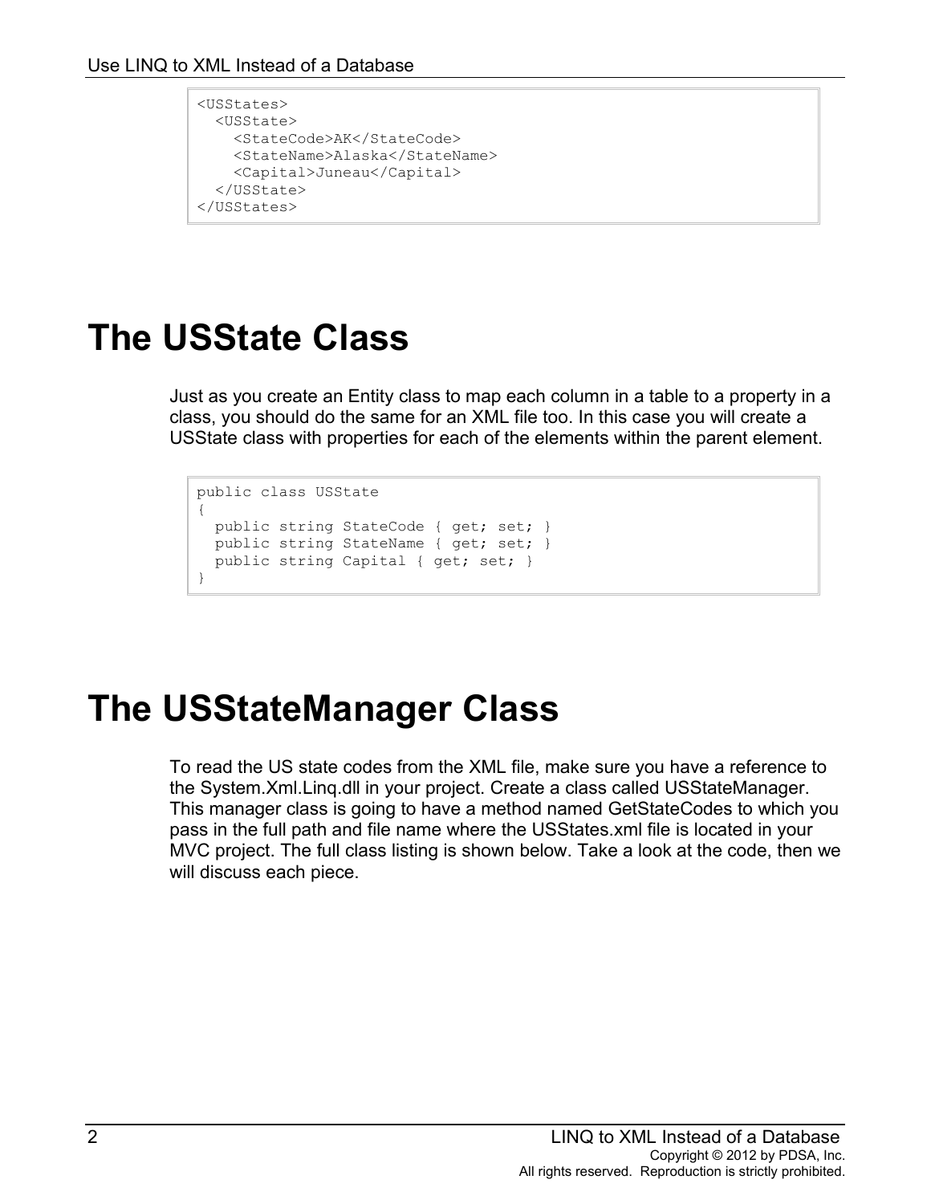```
<USStates>
  <USState>
    <StateCode>AK</StateCode>
    <StateName>Alaska</StateName>
    <Capital>Juneau</Capital>
  </USState>
</USStates>
```

# The USState Class

Just as you create an Entity class to map each column in a table to a property in a class, you should do the same for an XML file too. In this case you will create a USState class with properties for each of the elements within the parent element.

```
public class USState
{
  public string StateCode { get; set; }
  public string StateName { get; set; }
  public string Capital { get; set; }
}
```

# The USStateManager Class

To read the US state codes from the XML file, make sure you have a reference to the System.Xml.Linq.dll in your project. Create a class called USStateManager. This manager class is going to have a method named GetStateCodes to which you pass in the full path and file name where the USStates.xml file is located in your MVC project. The full class listing is shown below. Take a look at the code, then we will discuss each piece.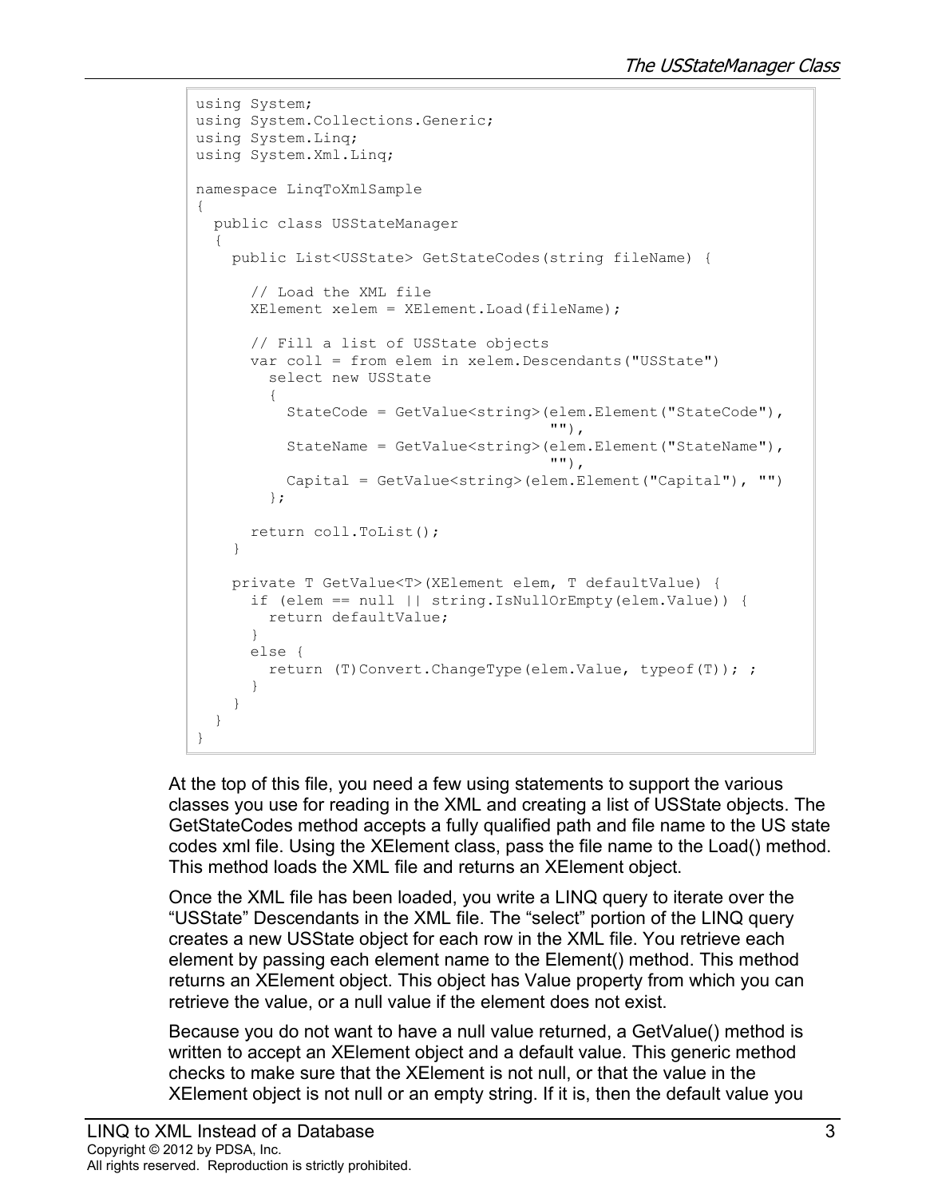```
using System;
using System.Collections.Generic;
using System.Linq;
using System.Xml.Linq;

namespace LinqToXmlSample
{
  public class USStateManager
  {
    public List<USState> GetStateCodes(string fileName) {

      // Load the XML file
      XElement xelem = XElement.Load(fileName);

      // Fill a list of USState objects
      var coll = from elem in xelem.Descendants("USState")
        select new USState
        {
          StateCode = GetValue<string>(elem.Element("StateCode"),
                                       ""),
          StateName = GetValue<string>(elem.Element("StateName"),
                                       ""),
          Capital = GetValue<string>(elem.Element("Capital"), "")
        };

      return coll.ToList();
    }

    private T GetValue<T>(XElement elem, T defaultValue) {
      if (elem == null || string.IsNullOrEmpty(elem.Value)) {
        return defaultValue;
      }
      else {
        return (T)Convert.ChangeType(elem.Value, typeof(T)); ;
      }
    }
  }
}
```

At the top of this file, you need a few using statements to support the various classes you use for reading in the XML and creating a list of USState objects. The GetStateCodes method accepts a fully qualified path and file name to the US state codes xml file. Using the XElement class, pass the file name to the Load() method. This method loads the XML file and returns an XElement object.

Once the XML file has been loaded, you write a LINQ query to iterate over the "USState" Descendants in the XML file. The "select" portion of the LINQ query creates a new USState object for each row in the XML file. You retrieve each element by passing each element name to the Element() method. This method returns an XElement object. This object has Value property from which you can retrieve the value, or a null value if the element does not exist.

Because you do not want to have a null value returned, a GetValue() method is written to accept an XElement object and a default value. This generic method checks to make sure that the XElement is not null, or that the value in the XElement object is not null or an empty string. If it is, then the default value you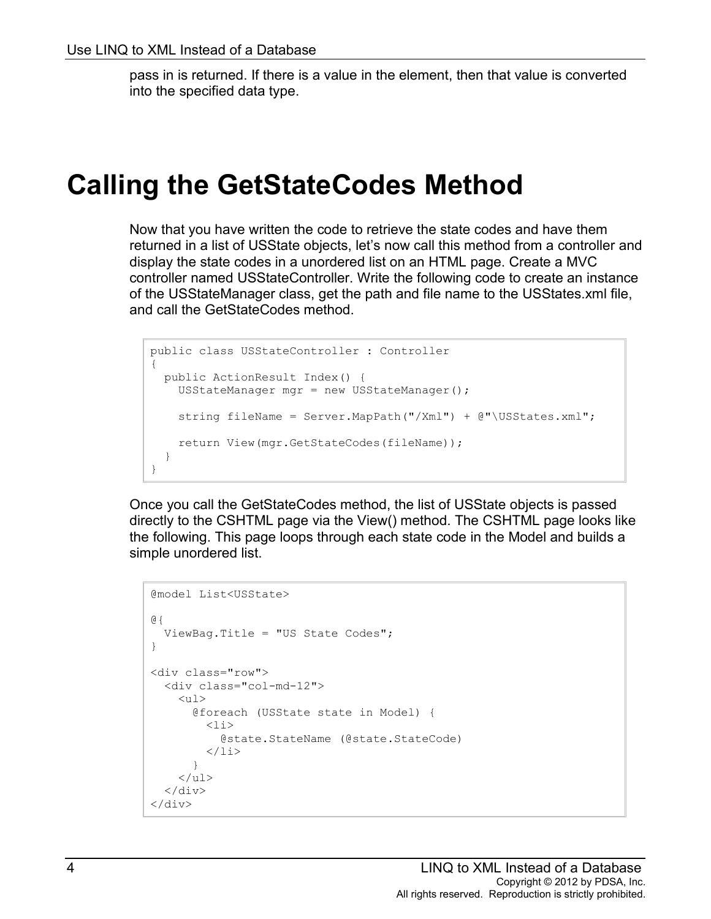pass in is returned. If there is a value in the element, then that value is converted into the specified data type.

# Calling the GetStateCodes Method

Now that you have written the code to retrieve the state codes and have them returned in a list of USState objects, let's now call this method from a controller and display the state codes in a unordered list on an HTML page. Create a MVC controller named USStateController. Write the following code to create an instance of the USStateManager class, get the path and file name to the USStates.xml file, and call the GetStateCodes method.

```
public class USStateController : Controller
{
  public ActionResult Index() {
    USStateManager mgr = new USStateManager();

    string fileName = Server.MapPath("/Xml") + @"\USStates.xml";

    return View(mgr.GetStateCodes(fileName));
  }
}
```

Once you call the GetStateCodes method, the list of USState objects is passed directly to the CSHTML page via the View() method. The CSHTML page looks like the following. This page loops through each state code in the Model and builds a simple unordered list.

```
@model List<USState>

@{
  ViewBag.Title = "US State Codes";
}

<div class="row">
  <div class="col-md-12">
    <ul>
      @foreach (USState state in Model) {
        <li>
          @state.StateName (@state.StateCode)
        </li>
      }
    </ul>
  </div>
</div>
```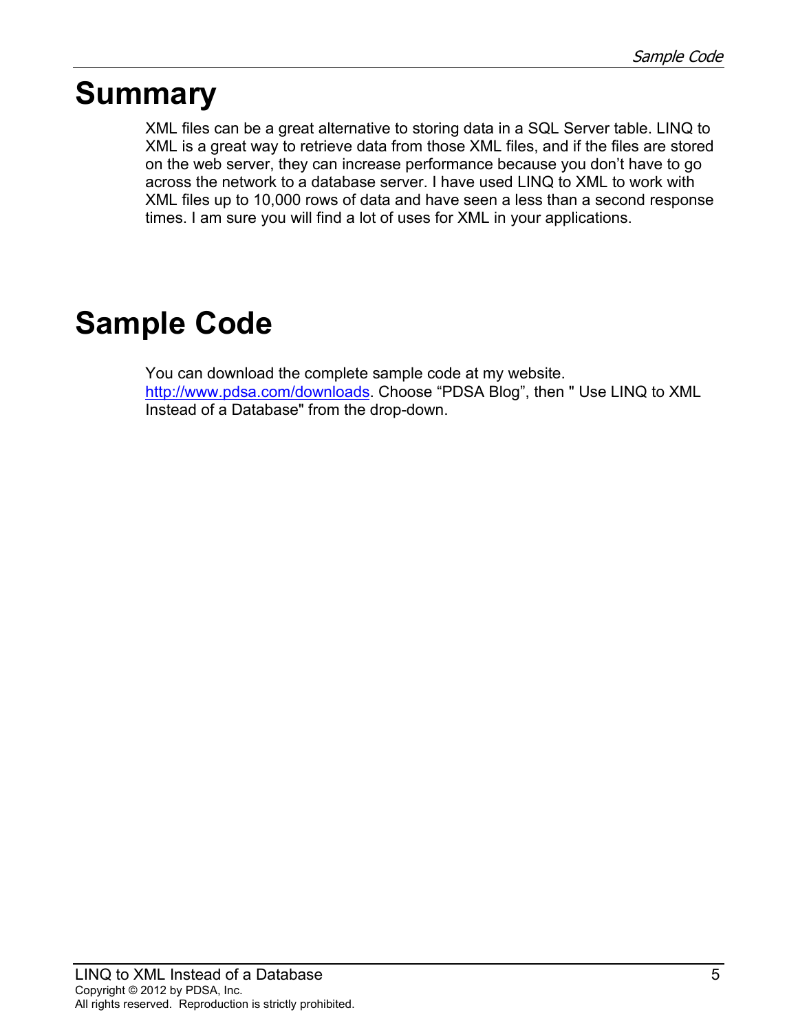# Summary

XML files can be a great alternative to storing data in a SQL Server table. LINQ to XML is a great way to retrieve data from those XML files, and if the files are stored on the web server, they can increase performance because you don't have to go across the network to a database server. I have used LINQ to XML to work with XML files up to 10,000 rows of data and have seen a less than a second response times. I am sure you will find a lot of uses for XML in your applications.

# Sample Code

You can download the complete sample code at my website. [http://www.pdsa.com/downloads](http://www.pdsa.com/downloads). Choose "PDSA Blog", then " Use LINQ to XML Instead of a Database" from the drop-down.